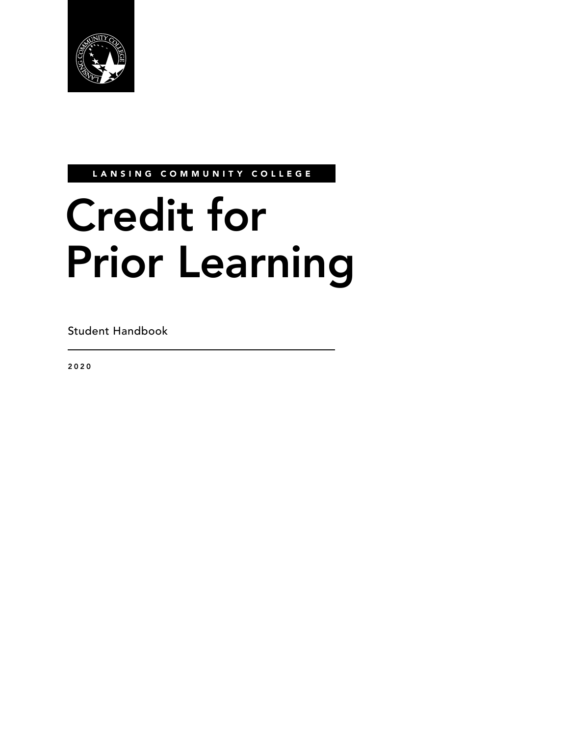LANSING COMMUNITY COLLEGE

# Credit for Prior Learning

Student Handbook

2020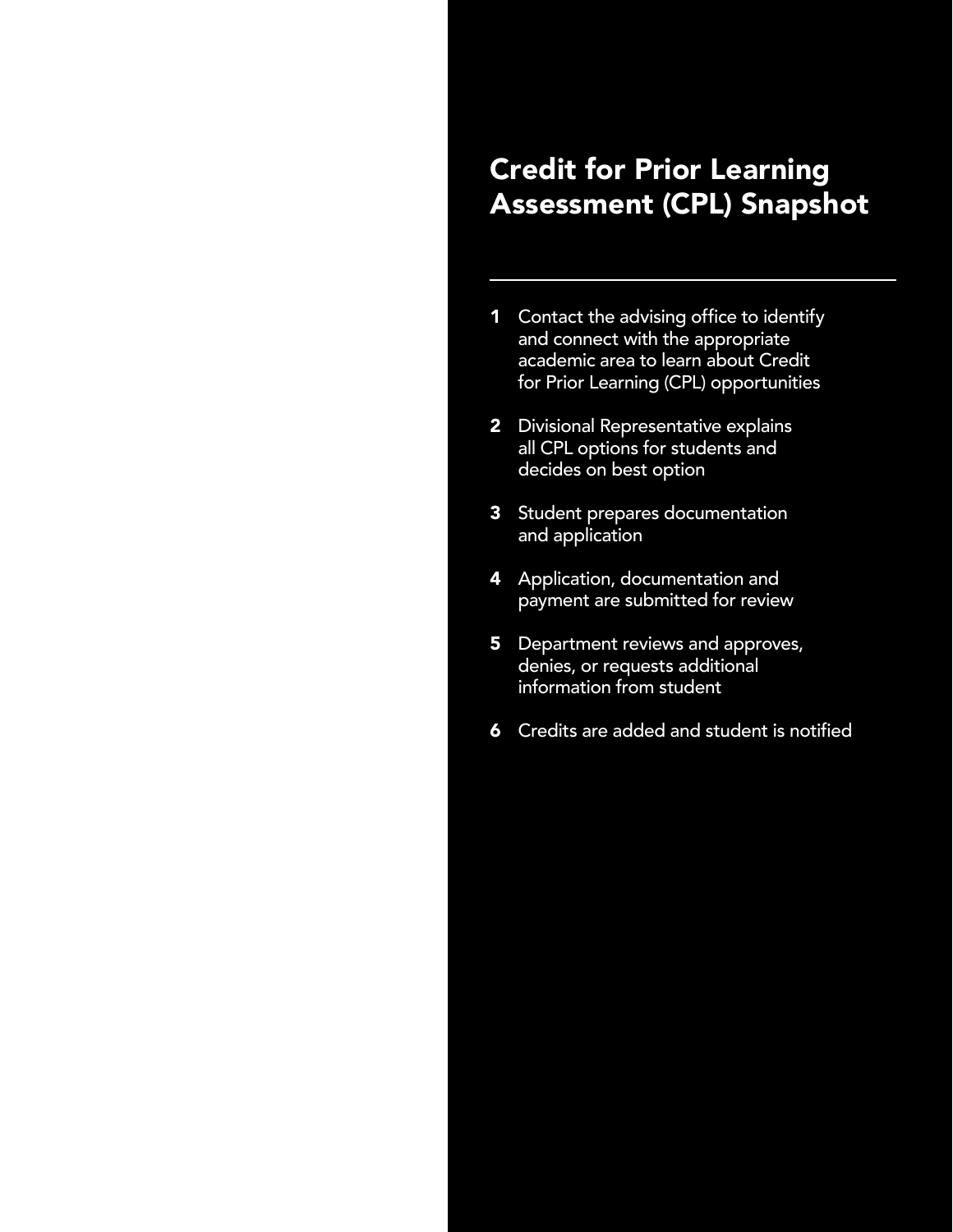# Credit for Prior Learning Assessment (CPL) Snapshot

---

1. Contact the advising office to identify and connect with the appropriate academic area to learn about Credit for Prior Learning (CPL) opportunities
2. Divisional Representative explains all CPL options for students and decides on best option
3. Student prepares documentation and application
4. Application, documentation and payment are submitted for review
5. Department reviews and approves, denies, or requests additional information from student
6. Credits are added and student is notified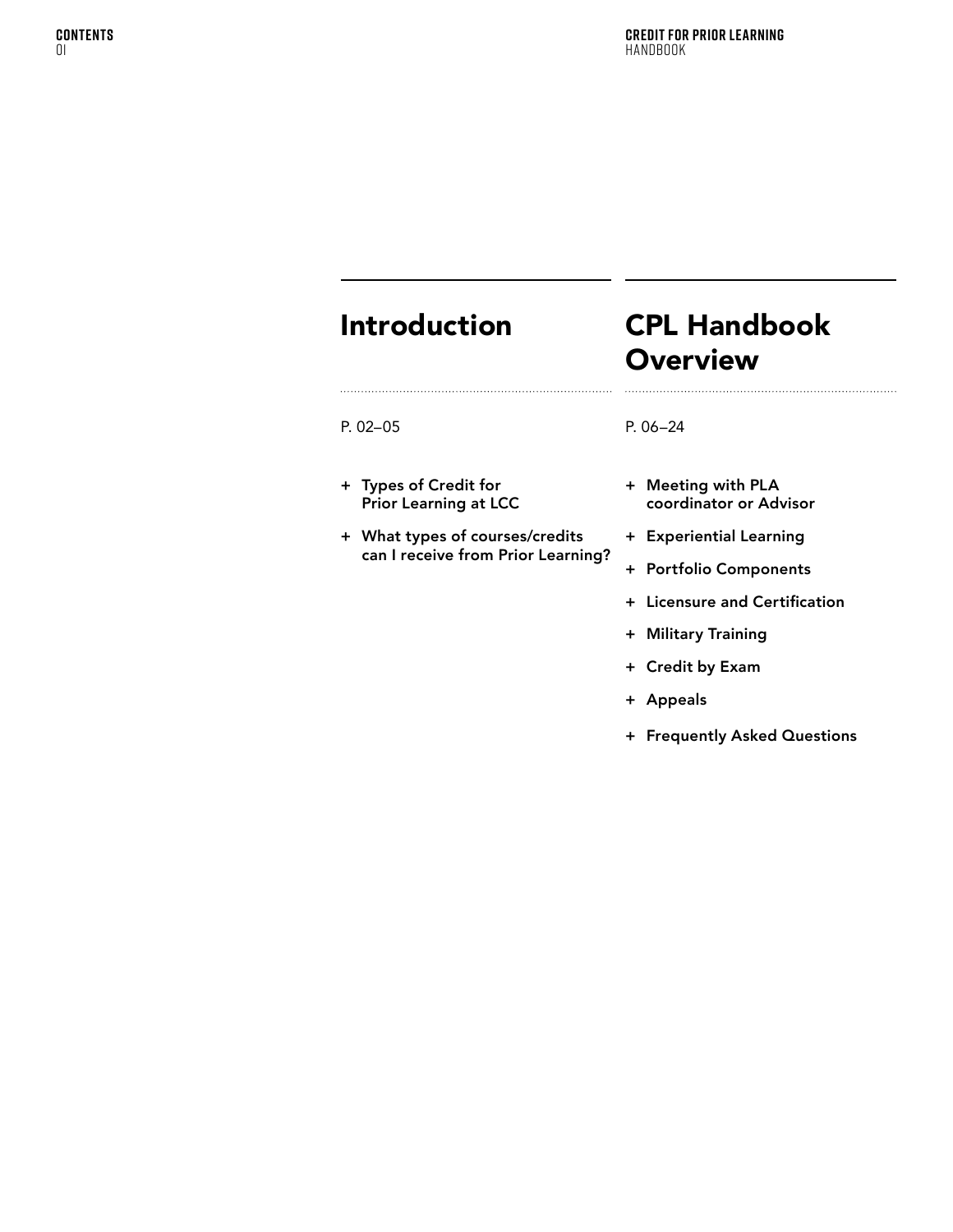## Introduction

P. 02–05

- Types of Credit for Prior Learning at LCC
- What types of courses/credits can I receive from Prior Learning?

## CPL Handbook Overview

P. 06–24

- Meeting with PLA coordinator or Advisor
- Experiential Learning
- Portfolio Components
- Licensure and Certification
- Military Training
- Credit by Exam
- Appeals
- Frequently Asked Questions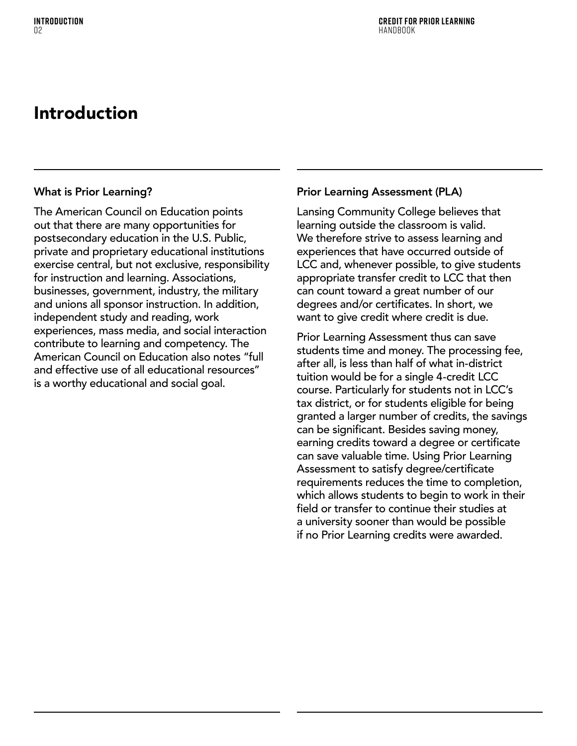# Introduction

### What is Prior Learning?

The American Council on Education points out that there are many opportunities for postsecondary education in the U.S. Public, private and proprietary educational institutions exercise central, but not exclusive, responsibility for instruction and learning. Associations, businesses, government, industry, the military and unions all sponsor instruction. In addition, independent study and reading, work experiences, mass media, and social interaction contribute to learning and competency. The American Council on Education also notes "full and effective use of all educational resources" is a worthy educational and social goal.

### Prior Learning Assessment (PLA)

Lansing Community College believes that learning outside the classroom is valid. We therefore strive to assess learning and experiences that have occurred outside of LCC and, whenever possible, to give students appropriate transfer credit to LCC that then can count toward a great number of our degrees and/or certificates. In short, we want to give credit where credit is due.

Prior Learning Assessment thus can save students time and money. The processing fee, after all, is less than half of what in-district tuition would be for a single 4-credit LCC course. Particularly for students not in LCC's tax district, or for students eligible for being granted a larger number of credits, the savings can be significant. Besides saving money, earning credits toward a degree or certificate can save valuable time. Using Prior Learning Assessment to satisfy degree/certificate requirements reduces the time to completion, which allows students to begin to work in their field or transfer to continue their studies at a university sooner than would be possible if no Prior Learning credits were awarded.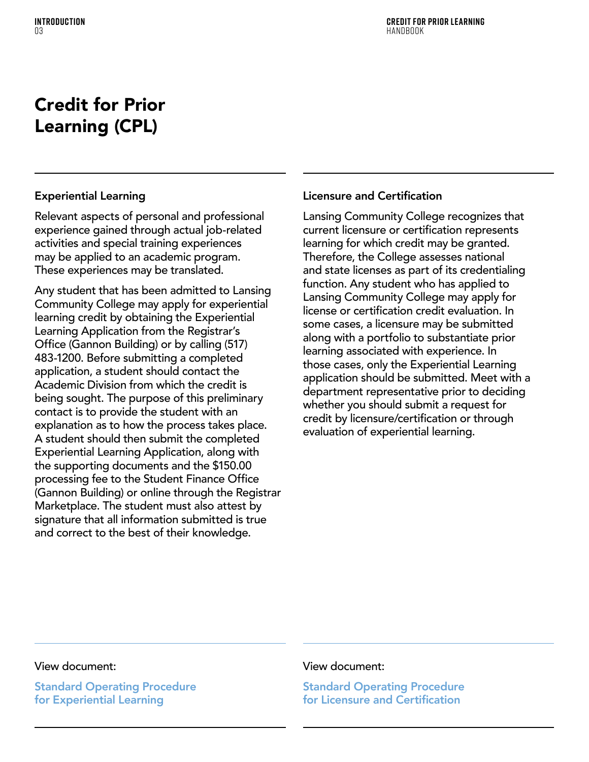# Credit for Prior Learning (CPL)

### Experiential Learning

Relevant aspects of personal and professional experience gained through actual job-related activities and special training experiences may be applied to an academic program. These experiences may be translated.

Any student that has been admitted to Lansing Community College may apply for experiential learning credit by obtaining the Experiential Learning Application from the Registrar's Office (Gannon Building) or by calling (517) 483-1200. Before submitting a completed application, a student should contact the Academic Division from which the credit is being sought. The purpose of this preliminary contact is to provide the student with an explanation as to how the process takes place. A student should then submit the completed Experiential Learning Application, along with the supporting documents and the $150.00 processing fee to the Student Finance Office (Gannon Building) or online through the Registrar Marketplace. The student must also attest by signature that all information submitted is true and correct to the best of their knowledge.

View document:

Standard Operating Procedure for Experiential Learning

### Licensure and Certification

Lansing Community College recognizes that current licensure or certification represents learning for which credit may be granted. Therefore, the College assesses national and state licenses as part of its credentialing function. Any student who has applied to Lansing Community College may apply for license or certification credit evaluation. In some cases, a licensure may be submitted along with a portfolio to substantiate prior learning associated with experience. In those cases, only the Experiential Learning application should be submitted. Meet with a department representative prior to deciding whether you should submit a request for credit by licensure/certification or through evaluation of experiential learning.

View document:

Standard Operating Procedure for Licensure and Certification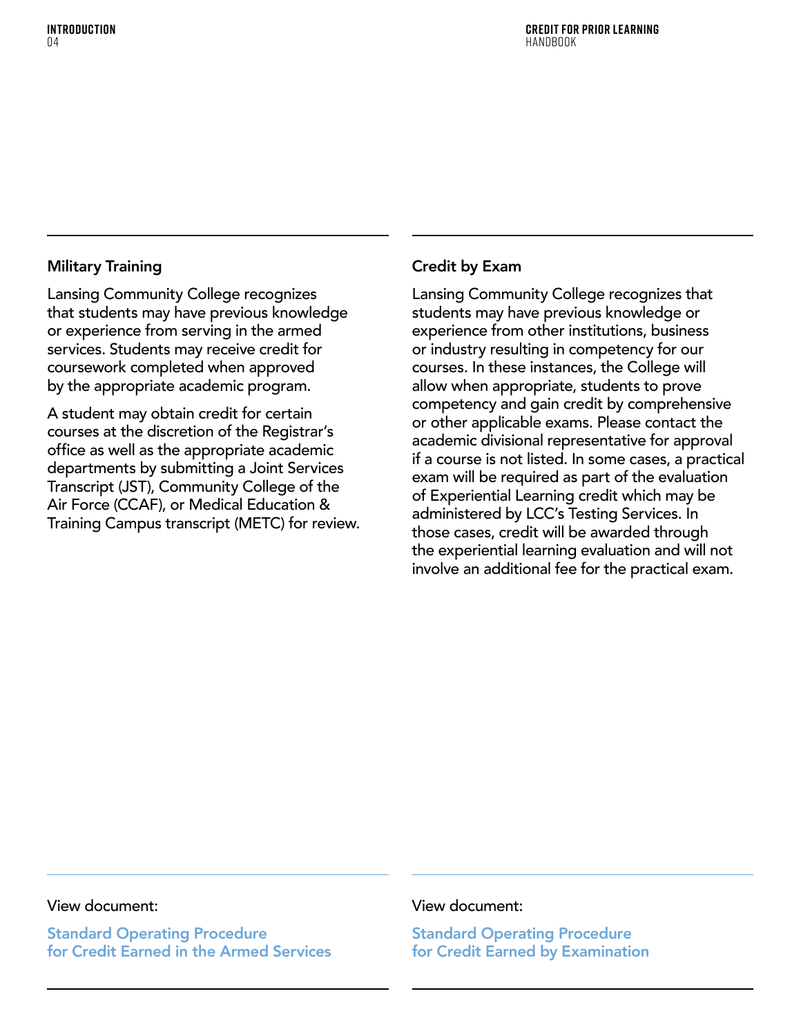## Military Training

Lansing Community College recognizes that students may have previous knowledge or experience from serving in the armed services. Students may receive credit for coursework completed when approved by the appropriate academic program.

A student may obtain credit for certain courses at the discretion of the Registrar's office as well as the appropriate academic departments by submitting a Joint Services Transcript (JST), Community College of the Air Force (CCAF), or Medical Education & Training Campus transcript (METC) for review.

View document:

**Standard Operating Procedure for Credit Earned in the Armed Services**

## Credit by Exam

Lansing Community College recognizes that students may have previous knowledge or experience from other institutions, business or industry resulting in competency for our courses. In these instances, the College will allow when appropriate, students to prove competency and gain credit by comprehensive or other applicable exams. Please contact the academic divisional representative for approval if a course is not listed. In some cases, a practical exam will be required as part of the evaluation of Experiential Learning credit which may be administered by LCC's Testing Services. In those cases, credit will be awarded through the experiential learning evaluation and will not involve an additional fee for the practical exam.

View document:

**Standard Operating Procedure for Credit Earned by Examination**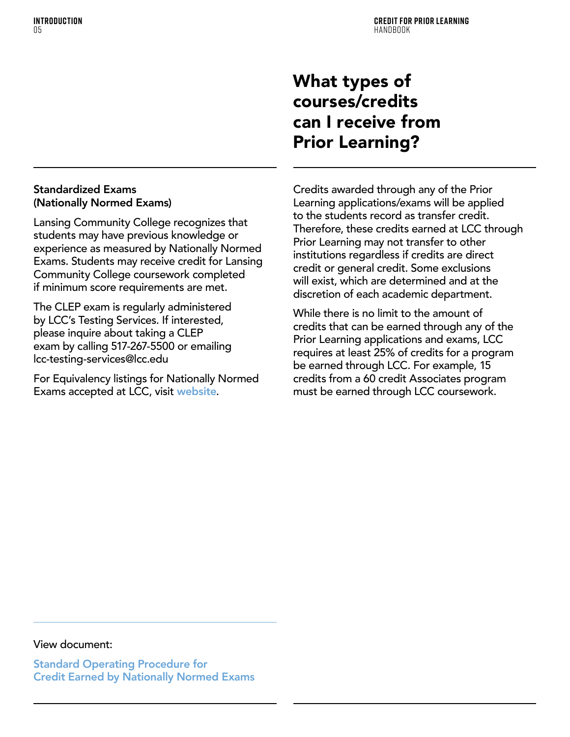# What types of courses/credits can I receive from Prior Learning?

Credits awarded through any of the Prior Learning applications/exams will be applied to the students record as transfer credit. Therefore, these credits earned at LCC through Prior Learning may not transfer to other institutions regardless if credits are direct credit or general credit. Some exclusions will exist, which are determined and at the discretion of each academic department.

While there is no limit to the amount of credits that can be earned through any of the Prior Learning applications and exams, LCC requires at least 25% of credits for a program be earned through LCC. For example, 15 credits from a 60 credit Associates program must be earned through LCC coursework.

## Standardized Exams (Nationally Normed Exams)

Lansing Community College recognizes that students may have previous knowledge or experience as measured by Nationally Normed Exams. Students may receive credit for Lansing Community College coursework completed if minimum score requirements are met.

The CLEP exam is regularly administered by LCC's Testing Services. If interested, please inquire about taking a CLEP exam by calling 517-267-5500 or emailing lcc-testing-services@lcc.edu

For Equivalency listings for Nationally Normed Exams accepted at LCC, visit website.

View document:

Standard Operating Procedure for Credit Earned by Nationally Normed Exams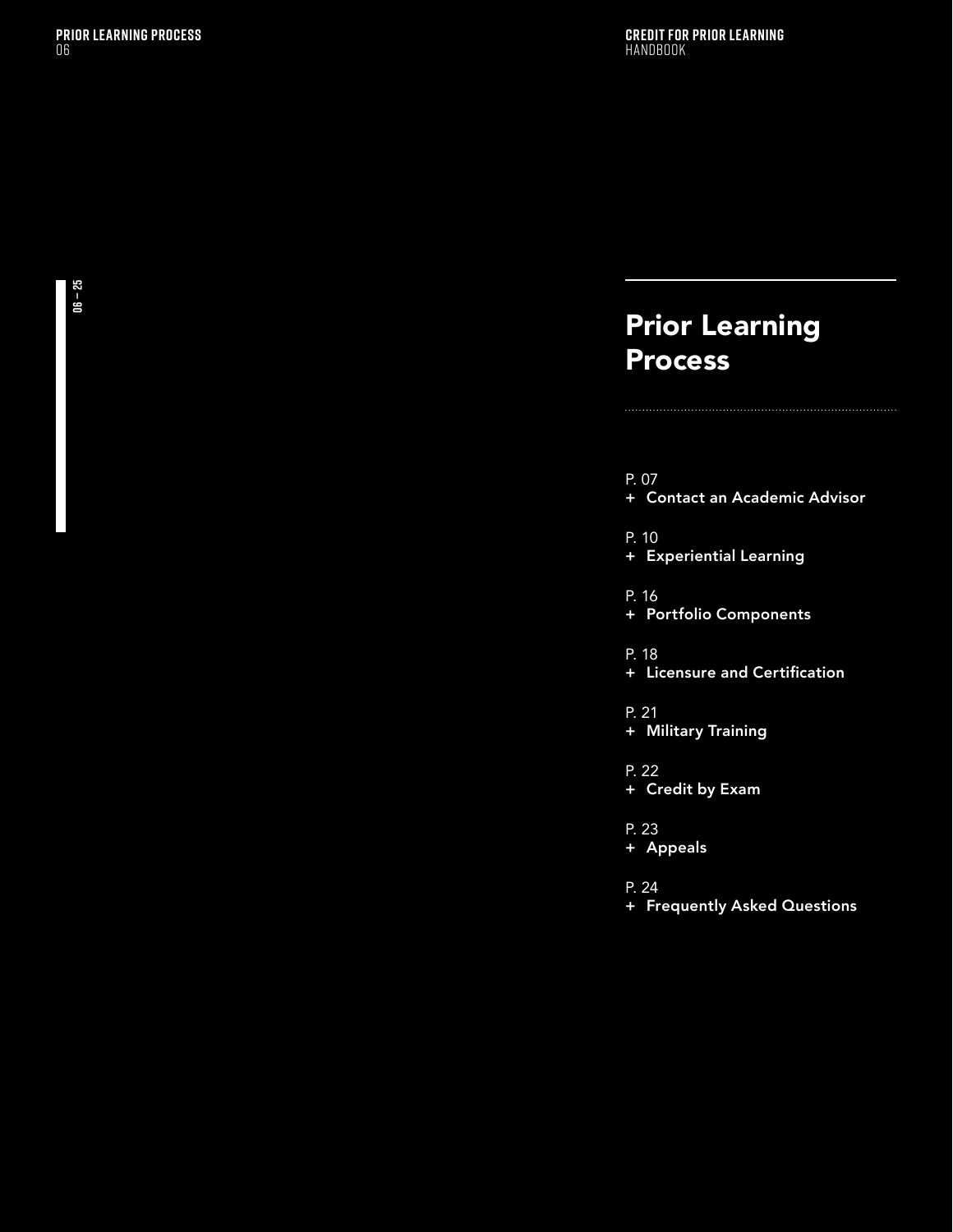# Prior Learning Process

P. 07
+ **Contact an Academic Advisor**

P. 10
+ **Experiential Learning**

P. 16
+ **Portfolio Components**

P. 18
+ **Licensure and Certification**

P. 21
+ **Military Training**

P. 22
+ **Credit by Exam**

P. 23
+ **Appeals**

P. 24
+ **Frequently Asked Questions**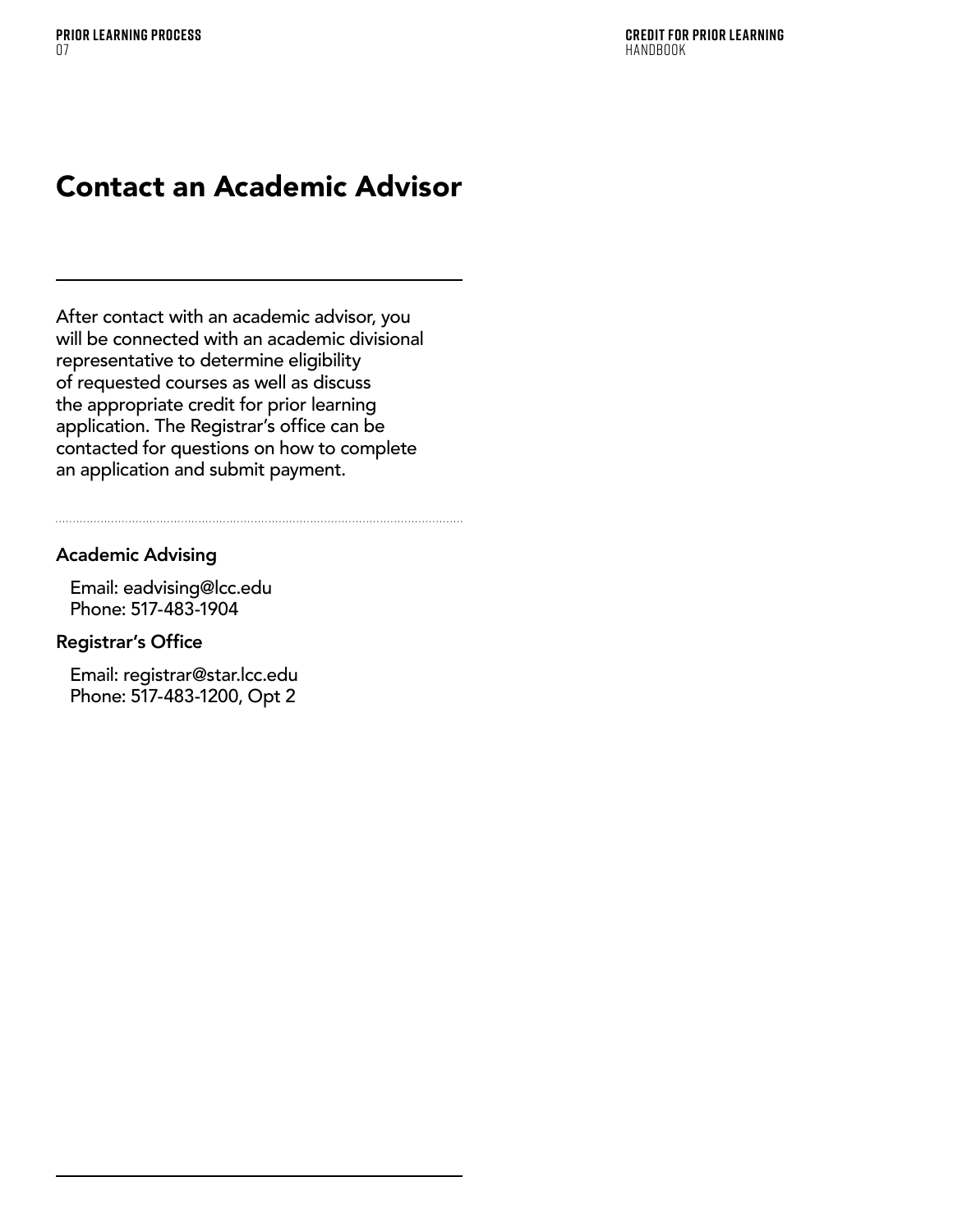# Contact an Academic Advisor

After contact with an academic advisor, you will be connected with an academic divisional representative to determine eligibility of requested courses as well as discuss the appropriate credit for prior learning application. The Registrar's office can be contacted for questions on how to complete an application and submit payment.

### Academic Advising

Email: eadvising@lcc.edu
Phone: 517-483-1904

### Registrar's Office

Email: registrar@star.lcc.edu
Phone: 517-483-1200, Opt 2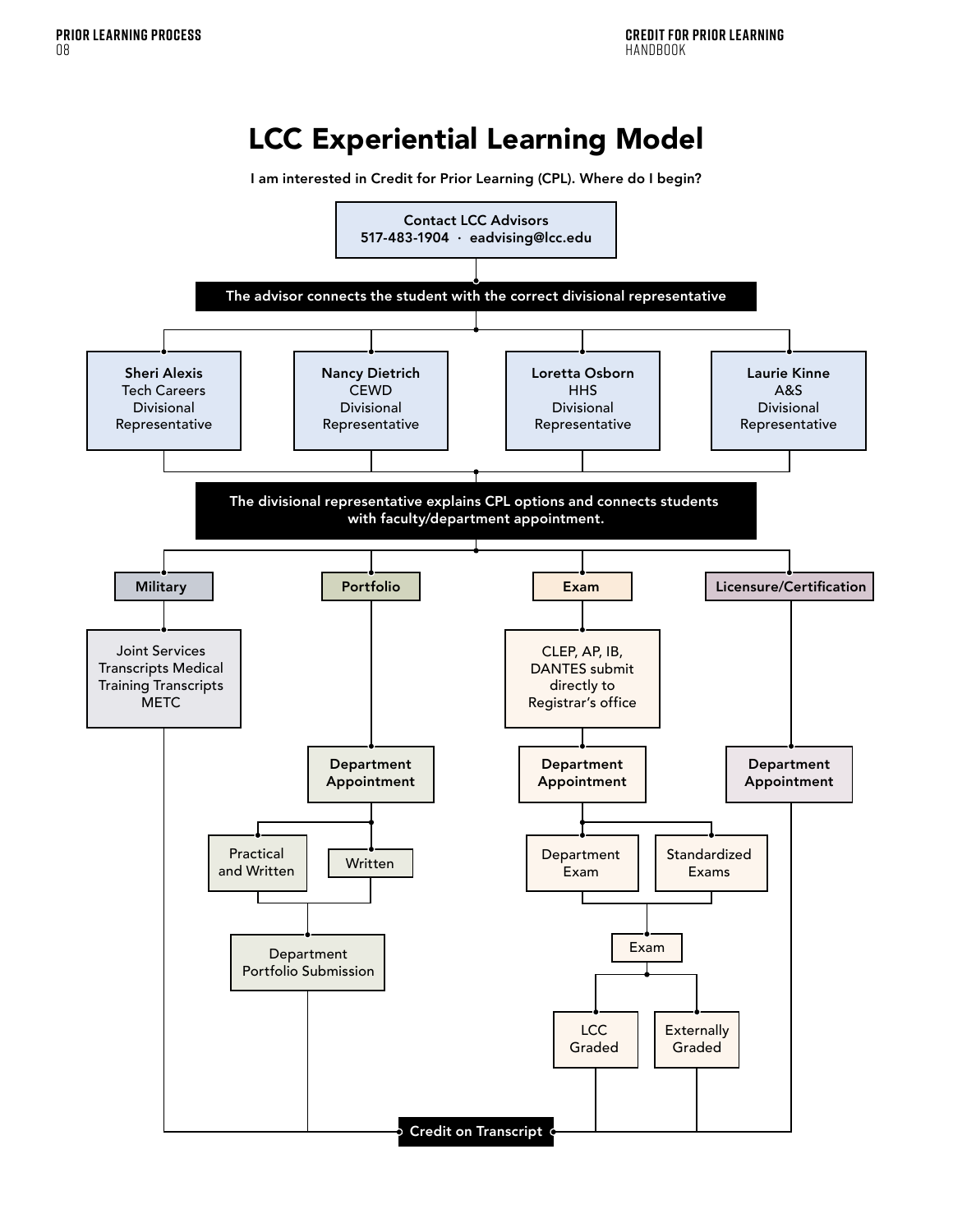# LCC Experiential Learning Model

**I am interested in Credit for Prior Learning (CPL). Where do I begin?**

**Contact LCC Advisors**
**517-483-1904 · eadvising@lcc.edu**

**The advisor connects the student with the correct divisional representative**

- **Sheri Alexis** – Tech Careers Divisional Representative
- **Nancy Dietrich** – CEWD Divisional Representative
- **Loretta Osborn** – HHS Divisional Representative
- **Laurie Kinne** – A&S Divisional Representative

**The divisional representative explains CPL options and connects students with faculty/department appointment.**

**Military**
- Joint Services Transcripts Medical Training Transcripts METC
- → Credit on Transcript

**Portfolio**
- **Department Appointment**
  - Practical and Written
  - Written
- Department Portfolio Submission
- → Credit on Transcript

**Exam**
- CLEP, AP, IB, DANTES submit directly to Registrar's office
- **Department Appointment**
  - Department Exam
  - Standardized Exams
- Exam
  - LCC Graded
  - Externally Graded
- → Credit on Transcript

**Licensure/Certification**
- **Department Appointment**
- → Credit on Transcript

**Credit on Transcript**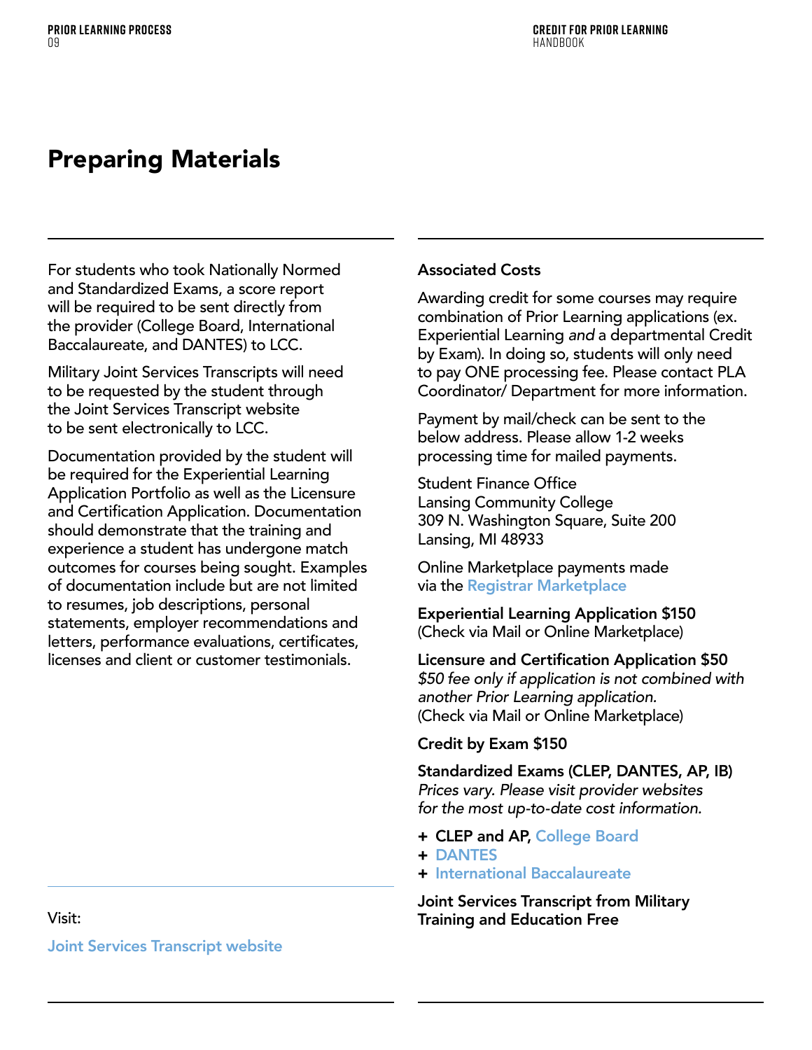# Preparing Materials

For students who took Nationally Normed and Standardized Exams, a score report will be required to be sent directly from the provider (College Board, International Baccalaureate, and DANTES) to LCC.

Military Joint Services Transcripts will need to be requested by the student through the Joint Services Transcript website to be sent electronically to LCC.

Documentation provided by the student will be required for the Experiential Learning Application Portfolio as well as the Licensure and Certification Application. Documentation should demonstrate that the training and experience a student has undergone match outcomes for courses being sought. Examples of documentation include but are not limited to resumes, job descriptions, personal statements, employer recommendations and letters, performance evaluations, certificates, licenses and client or customer testimonials.

Visit:

Joint Services Transcript website

**Associated Costs**

Awarding credit for some courses may require combination of Prior Learning applications (ex. Experiential Learning *and* a departmental Credit by Exam). In doing so, students will only need to pay ONE processing fee. Please contact PLA Coordinator/ Department for more information.

Payment by mail/check can be sent to the below address. Please allow 1-2 weeks processing time for mailed payments.

Student Finance Office
Lansing Community College
309 N. Washington Square, Suite 200
Lansing, MI 48933

Online Marketplace payments made via the Registrar Marketplace

**Experiential Learning Application $150**
(Check via Mail or Online Marketplace)

**Licensure and Certification Application $50**
*$50 fee only if application is not combined with another Prior Learning application.*
(Check via Mail or Online Marketplace)

**Credit by Exam $150**

**Standardized Exams (CLEP, DANTES, AP, IB)**
*Prices vary. Please visit provider websites for the most up-to-date cost information.*

+ **CLEP and AP,** College Board
+ DANTES
+ International Baccalaureate

**Joint Services Transcript from Military Training and Education Free**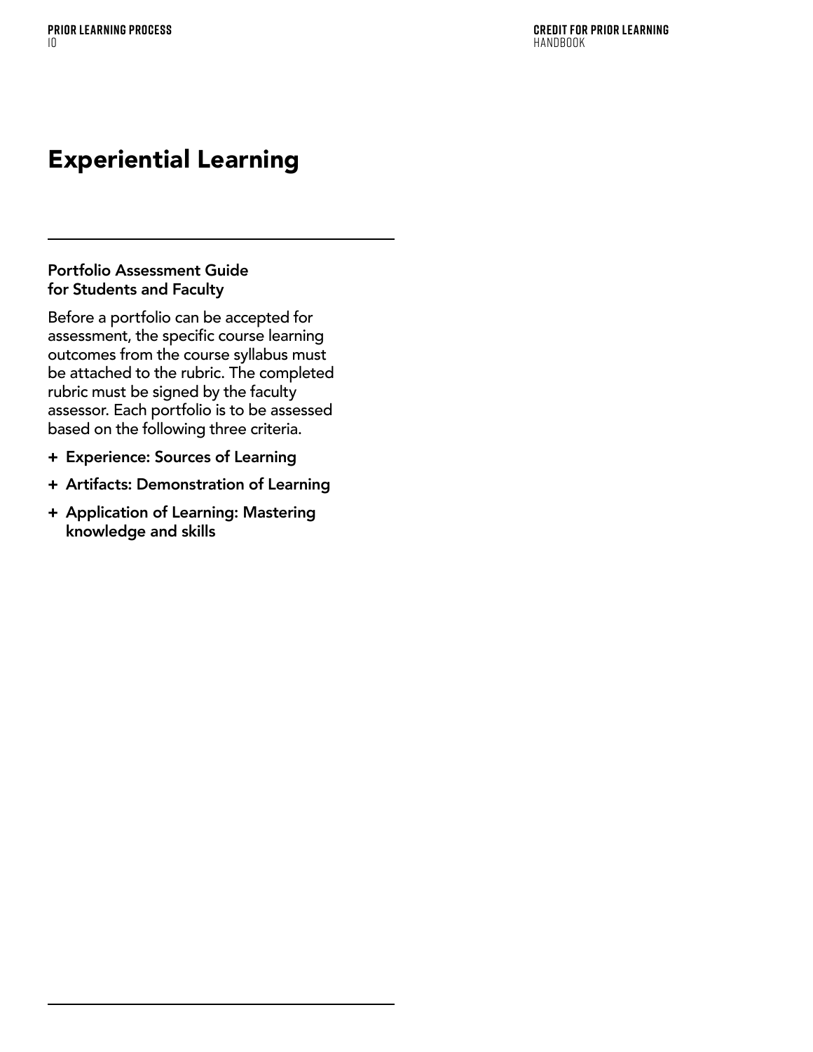# Experiential Learning

### Portfolio Assessment Guide for Students and Faculty

Before a portfolio can be accepted for assessment, the specific course learning outcomes from the course syllabus must be attached to the rubric. The completed rubric must be signed by the faculty assessor. Each portfolio is to be assessed based on the following three criteria.

- **Experience: Sources of Learning**
- **Artifacts: Demonstration of Learning**
- **Application of Learning: Mastering knowledge and skills**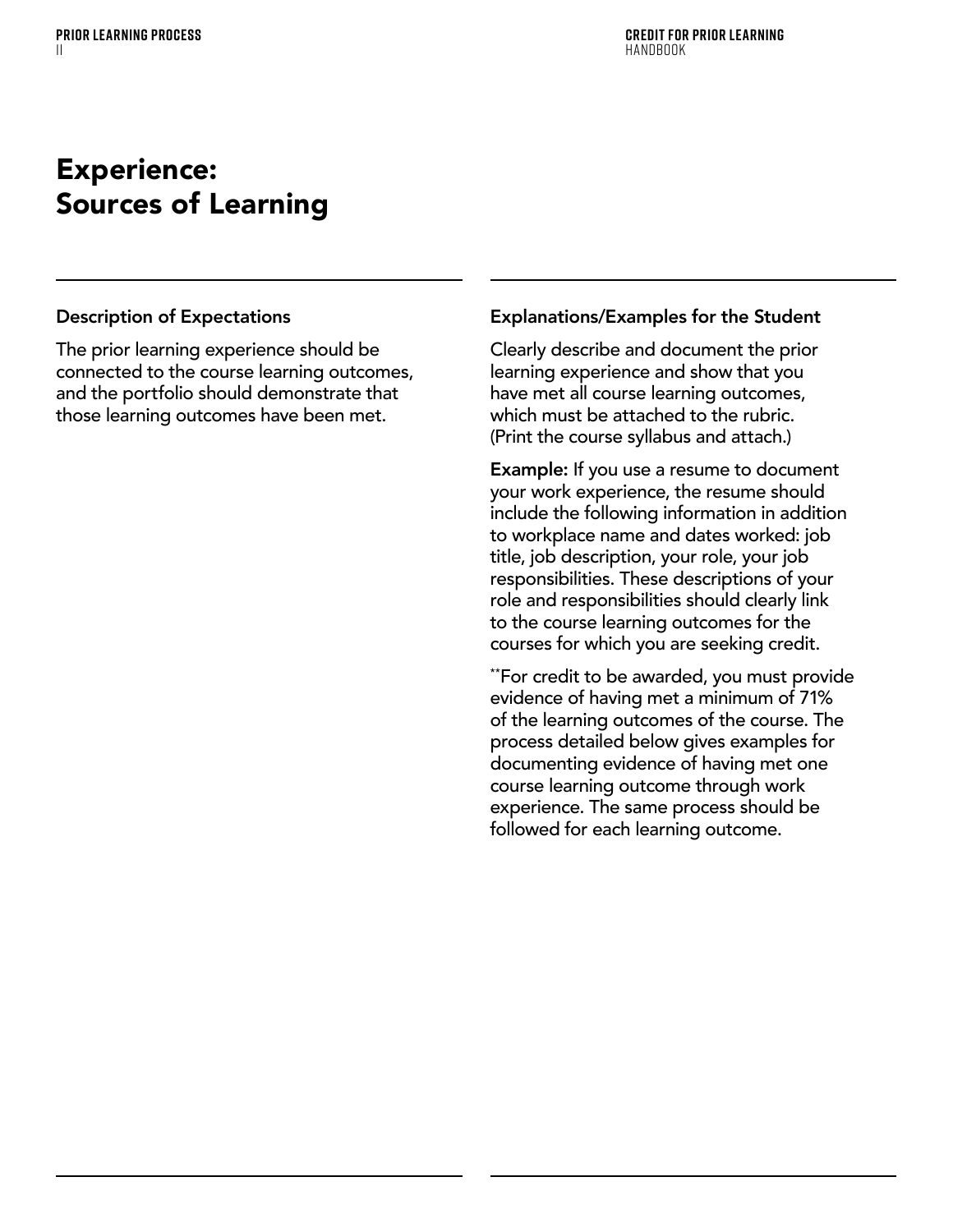# Experience: Sources of Learning

### Description of Expectations

The prior learning experience should be connected to the course learning outcomes, and the portfolio should demonstrate that those learning outcomes have been met.

### Explanations/Examples for the Student

Clearly describe and document the prior learning experience and show that you have met all course learning outcomes, which must be attached to the rubric. (Print the course syllabus and attach.)

**Example:** If you use a resume to document your work experience, the resume should include the following information in addition to workplace name and dates worked: job title, job description, your role, your job responsibilities. These descriptions of your role and responsibilities should clearly link to the course learning outcomes for the courses for which you are seeking credit.

**For credit to be awarded, you must provide evidence of having met a minimum of 71% of the learning outcomes of the course. The process detailed below gives examples for documenting evidence of having met one course learning outcome through work experience. The same process should be followed for each learning outcome.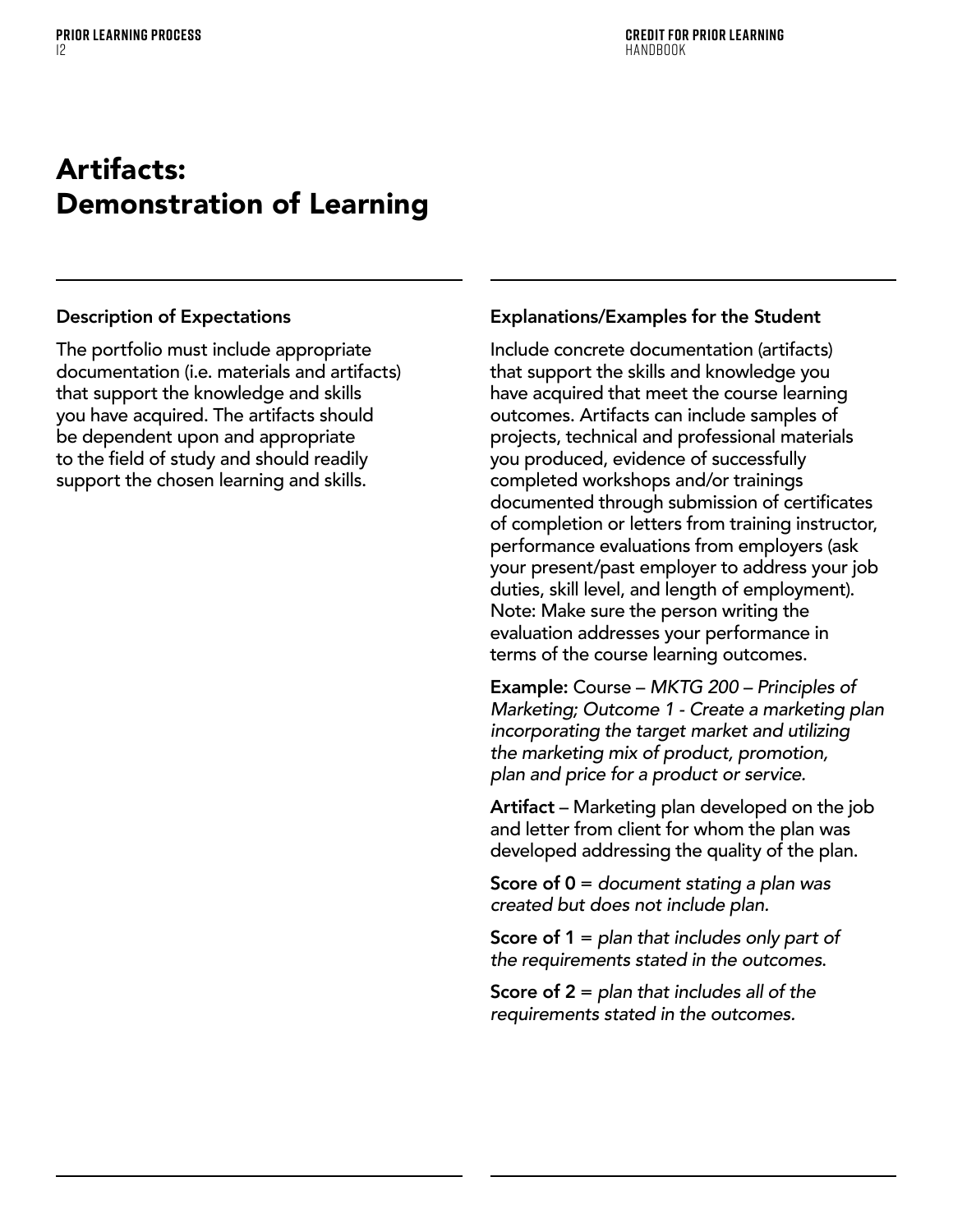# Artifacts: Demonstration of Learning

### Description of Expectations

The portfolio must include appropriate documentation (i.e. materials and artifacts) that support the knowledge and skills you have acquired. The artifacts should be dependent upon and appropriate to the field of study and should readily support the chosen learning and skills.

### Explanations/Examples for the Student

Include concrete documentation (artifacts) that support the skills and knowledge you have acquired that meet the course learning outcomes. Artifacts can include samples of projects, technical and professional materials you produced, evidence of successfully completed workshops and/or trainings documented through submission of certificates of completion or letters from training instructor, performance evaluations from employers (ask your present/past employer to address your job duties, skill level, and length of employment). Note: Make sure the person writing the evaluation addresses your performance in terms of the course learning outcomes.

**Example:** Course – *MKTG 200 – Principles of Marketing; Outcome 1 - Create a marketing plan incorporating the target market and utilizing the marketing mix of product, promotion, plan and price for a product or service.*

**Artifact** – Marketing plan developed on the job and letter from client for whom the plan was developed addressing the quality of the plan.

**Score of 0** = *document stating a plan was created but does not include plan.*

**Score of 1** = *plan that includes only part of the requirements stated in the outcomes.*

**Score of 2** = *plan that includes all of the requirements stated in the outcomes.*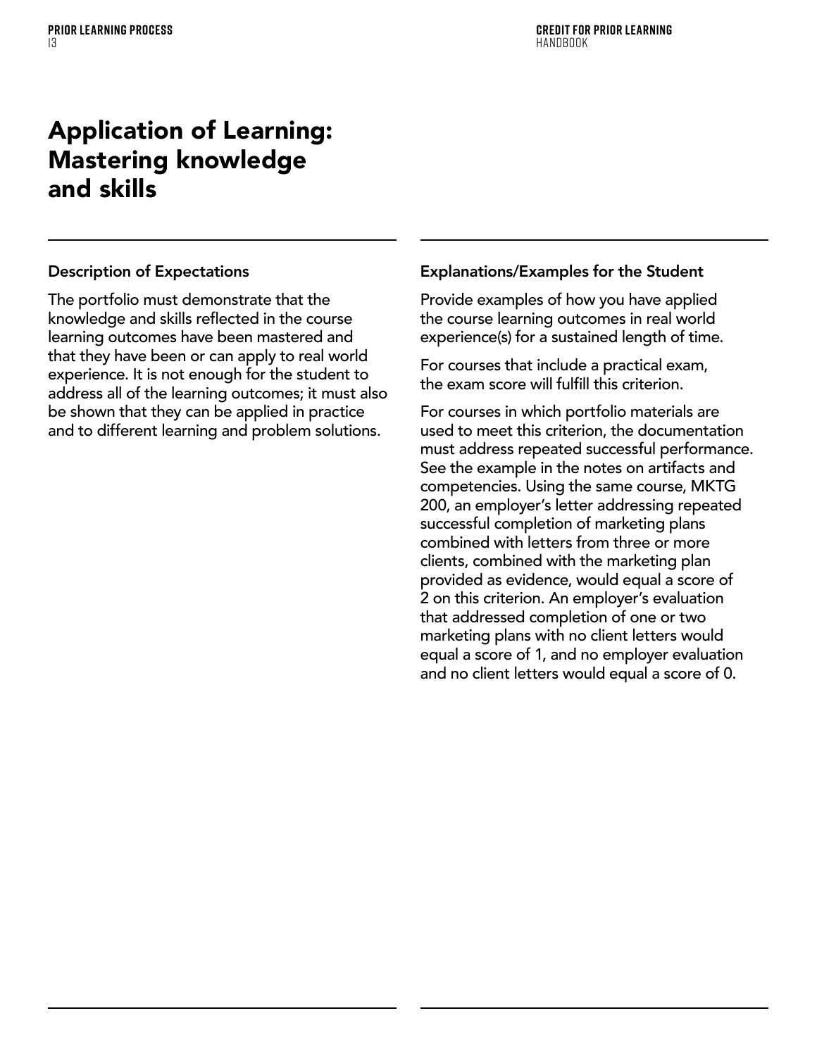# Application of Learning: Mastering knowledge and skills

### Description of Expectations

The portfolio must demonstrate that the knowledge and skills reflected in the course learning outcomes have been mastered and that they have been or can apply to real world experience. It is not enough for the student to address all of the learning outcomes; it must also be shown that they can be applied in practice and to different learning and problem solutions.

### Explanations/Examples for the Student

Provide examples of how you have applied the course learning outcomes in real world experience(s) for a sustained length of time.

For courses that include a practical exam, the exam score will fulfill this criterion.

For courses in which portfolio materials are used to meet this criterion, the documentation must address repeated successful performance. See the example in the notes on artifacts and competencies. Using the same course, MKTG 200, an employer's letter addressing repeated successful completion of marketing plans combined with letters from three or more clients, combined with the marketing plan provided as evidence, would equal a score of 2 on this criterion. An employer's evaluation that addressed completion of one or two marketing plans with no client letters would equal a score of 1, and no employer evaluation and no client letters would equal a score of 0.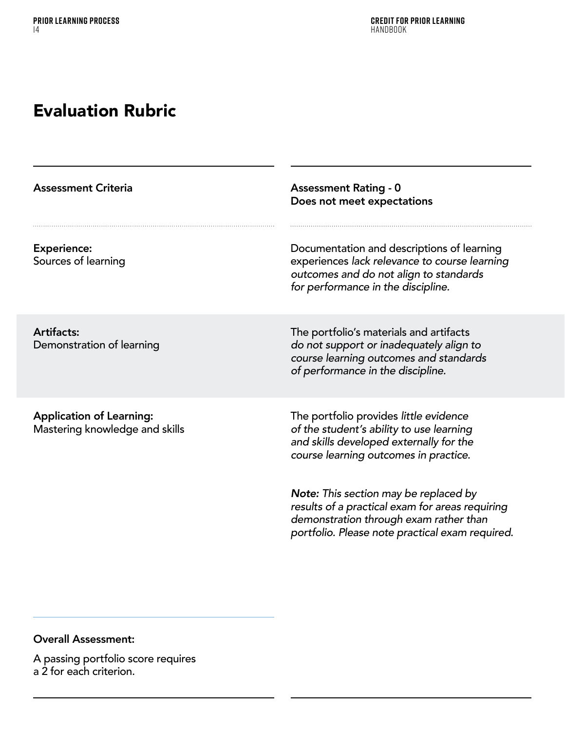# Evaluation Rubric

| Assessment Criteria | Assessment Rating - 0<br>Does not meet expectations |
| --- | --- |
| **Experience:**<br>Sources of learning | Documentation and descriptions of learning experiences *lack relevance to course learning outcomes and do not align to standards for performance in the discipline.* |
| **Artifacts:**<br>Demonstration of learning | The portfolio's materials and artifacts *do not support or inadequately align to course learning outcomes and standards of performance in the discipline.* |
| **Application of Learning:**<br>Mastering knowledge and skills | The portfolio provides *little evidence of the student's ability to use learning and skills developed externally for the course learning outcomes in practice.*<br><br>***Note:*** *This section may be replaced by results of a practical exam for areas requiring demonstration through exam rather than portfolio. Please note practical exam required.* |

**Overall Assessment:**

A passing portfolio score requires a 2 for each criterion.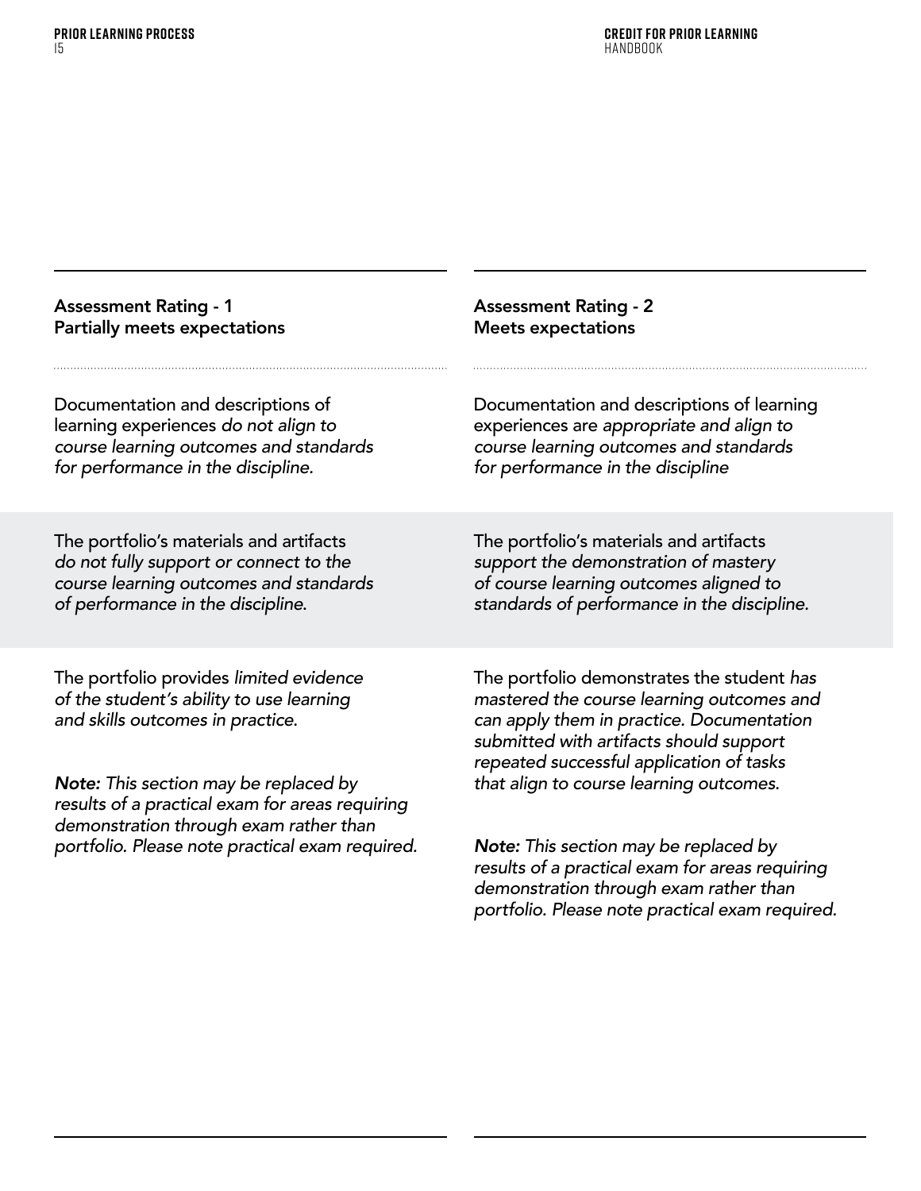| Assessment Rating - 1<br>Partially meets expectations | Assessment Rating - 2<br>Meets expectations |
|---|---|
| Documentation and descriptions of learning experiences *do not align to course learning outcomes and standards for performance in the discipline.* | Documentation and descriptions of learning experiences are *appropriate and align to course learning outcomes and standards for performance in the discipline* |
| The portfolio's materials and artifacts *do not fully support or connect to the course learning outcomes and standards of performance in the discipline.* | The portfolio's materials and artifacts *support the demonstration of mastery of course learning outcomes aligned to standards of performance in the discipline.* |
| The portfolio provides *limited evidence of the student's ability to use learning and skills outcomes in practice.*<br><br>***Note:*** *This section may be replaced by results of a practical exam for areas requiring demonstration through exam rather than portfolio. Please note practical exam required.* | The portfolio demonstrates the student *has mastered the course learning outcomes and can apply them in practice. Documentation submitted with artifacts should support repeated successful application of tasks that align to course learning outcomes.*<br><br>***Note:*** *This section may be replaced by results of a practical exam for areas requiring demonstration through exam rather than portfolio. Please note practical exam required.* |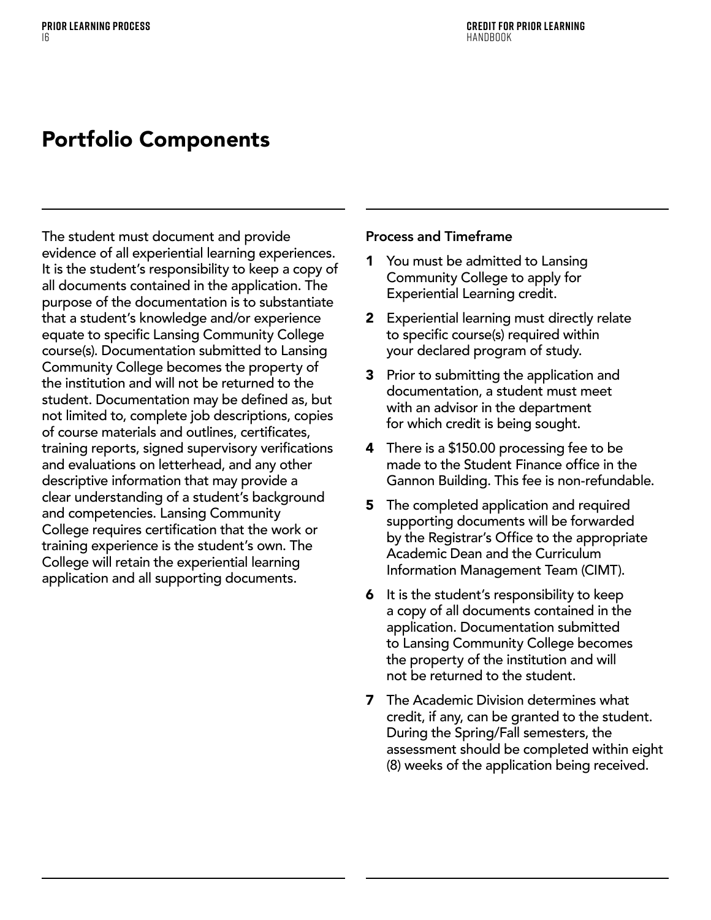# Portfolio Components

The student must document and provide evidence of all experiential learning experiences. It is the student's responsibility to keep a copy of all documents contained in the application. The purpose of the documentation is to substantiate that a student's knowledge and/or experience equate to specific Lansing Community College course(s). Documentation submitted to Lansing Community College becomes the property of the institution and will not be returned to the student. Documentation may be defined as, but not limited to, complete job descriptions, copies of course materials and outlines, certificates, training reports, signed supervisory verifications and evaluations on letterhead, and any other descriptive information that may provide a clear understanding of a student's background and competencies. Lansing Community College requires certification that the work or training experience is the student's own. The College will retain the experiential learning application and all supporting documents.

**Process and Timeframe**

1. You must be admitted to Lansing Community College to apply for Experiential Learning credit.
2. Experiential learning must directly relate to specific course(s) required within your declared program of study.
3. Prior to submitting the application and documentation, a student must meet with an advisor in the department for which credit is being sought.
4. There is a $150.00 processing fee to be made to the Student Finance office in the Gannon Building. This fee is non-refundable.
5. The completed application and required supporting documents will be forwarded by the Registrar's Office to the appropriate Academic Dean and the Curriculum Information Management Team (CIMT).
6. It is the student's responsibility to keep a copy of all documents contained in the application. Documentation submitted to Lansing Community College becomes the property of the institution and will not be returned to the student.
7. The Academic Division determines what credit, if any, can be granted to the student. During the Spring/Fall semesters, the assessment should be completed within eight (8) weeks of the application being received.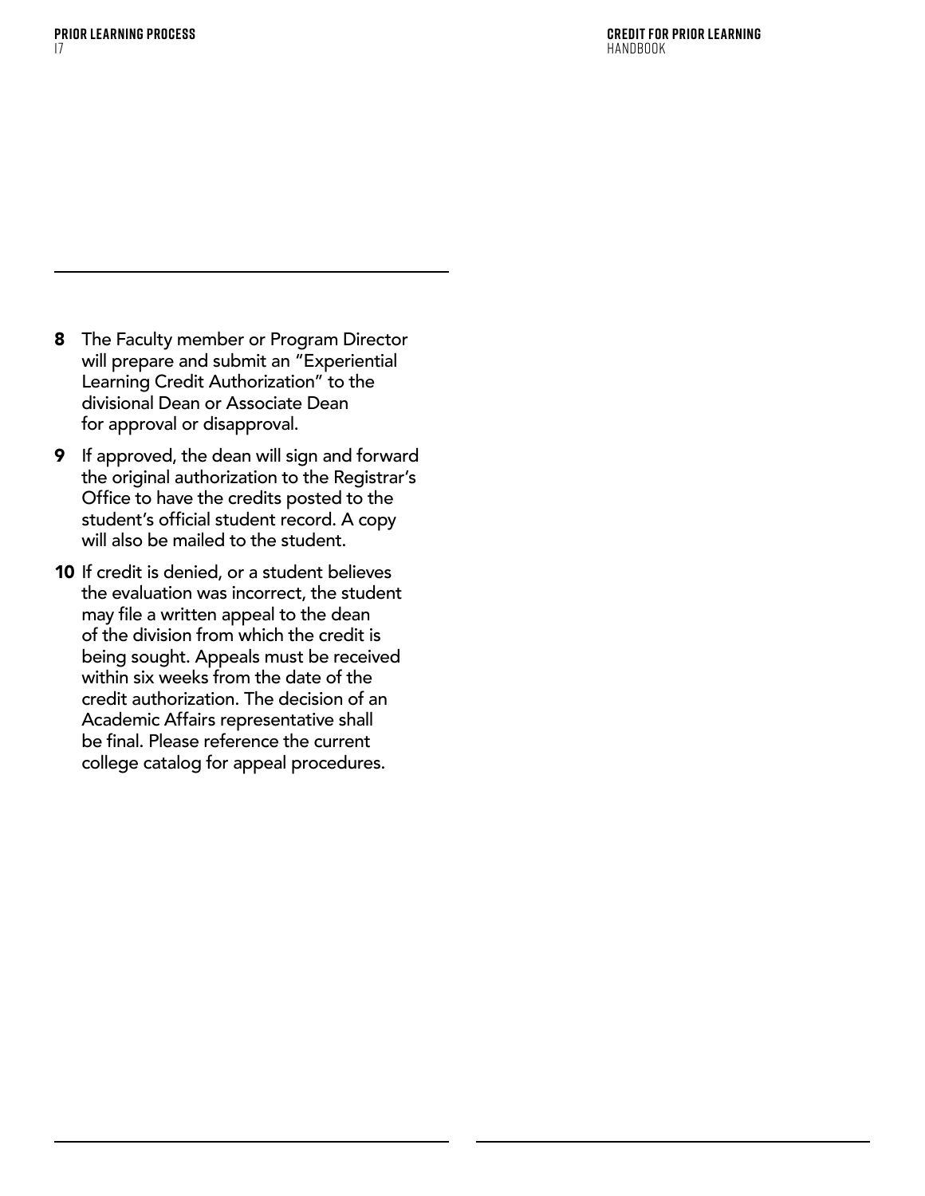8. The Faculty member or Program Director will prepare and submit an "Experiential Learning Credit Authorization" to the divisional Dean or Associate Dean for approval or disapproval.
9. If approved, the dean will sign and forward the original authorization to the Registrar's Office to have the credits posted to the student's official student record. A copy will also be mailed to the student.
10. If credit is denied, or a student believes the evaluation was incorrect, the student may file a written appeal to the dean of the division from which the credit is being sought. Appeals must be received within six weeks from the date of the credit authorization. The decision of an Academic Affairs representative shall be final. Please reference the current college catalog for appeal procedures.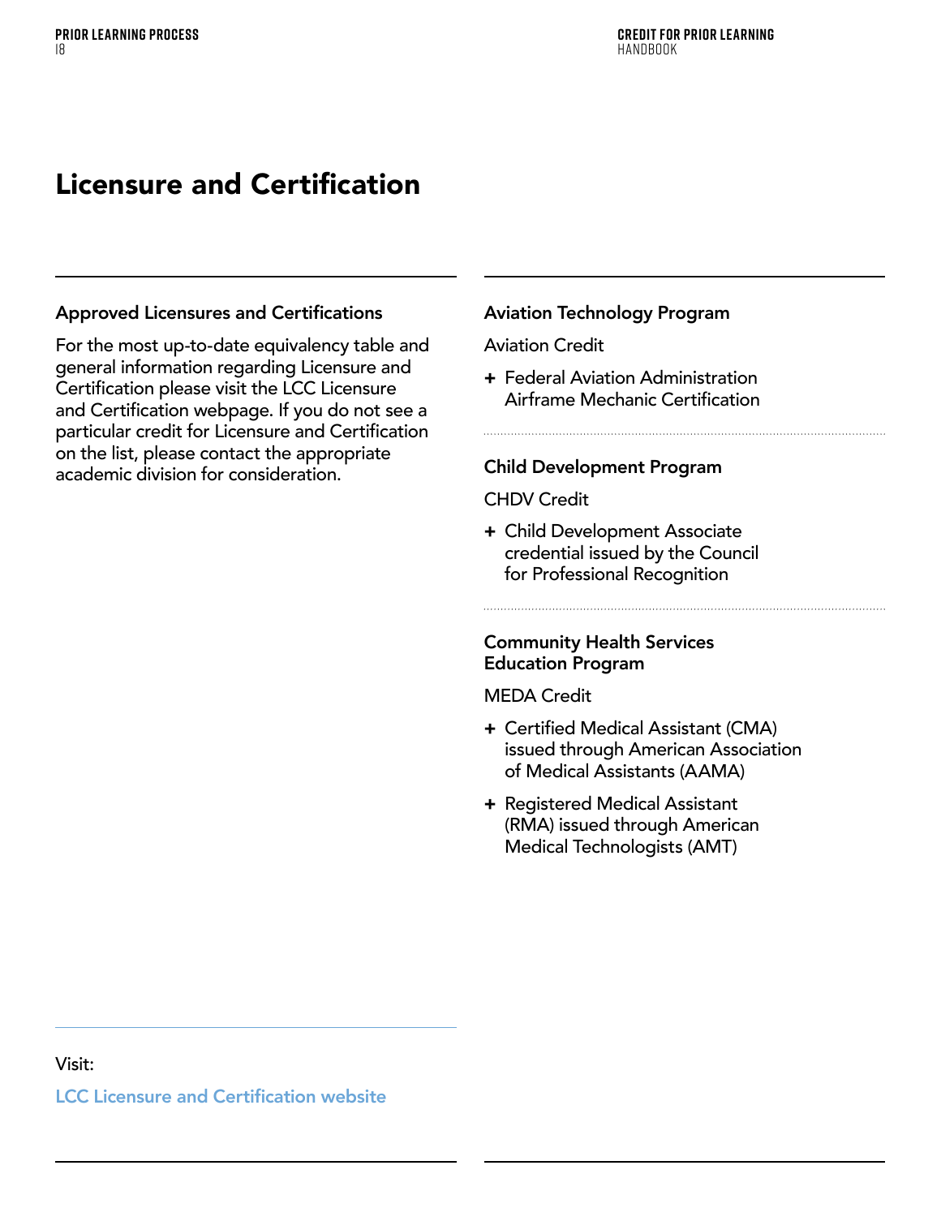# Licensure and Certification

### Approved Licensures and Certifications

For the most up-to-date equivalency table and general information regarding Licensure and Certification please visit the LCC Licensure and Certification webpage. If you do not see a particular credit for Licensure and Certification on the list, please contact the appropriate academic division for consideration.

Visit:

LCC Licensure and Certification website

### Aviation Technology Program

Aviation Credit

- Federal Aviation Administration Airframe Mechanic Certification

### Child Development Program

CHDV Credit

- Child Development Associate credential issued by the Council for Professional Recognition

### Community Health Services Education Program

MEDA Credit

- Certified Medical Assistant (CMA) issued through American Association of Medical Assistants (AAMA)
- Registered Medical Assistant (RMA) issued through American Medical Technologists (AMT)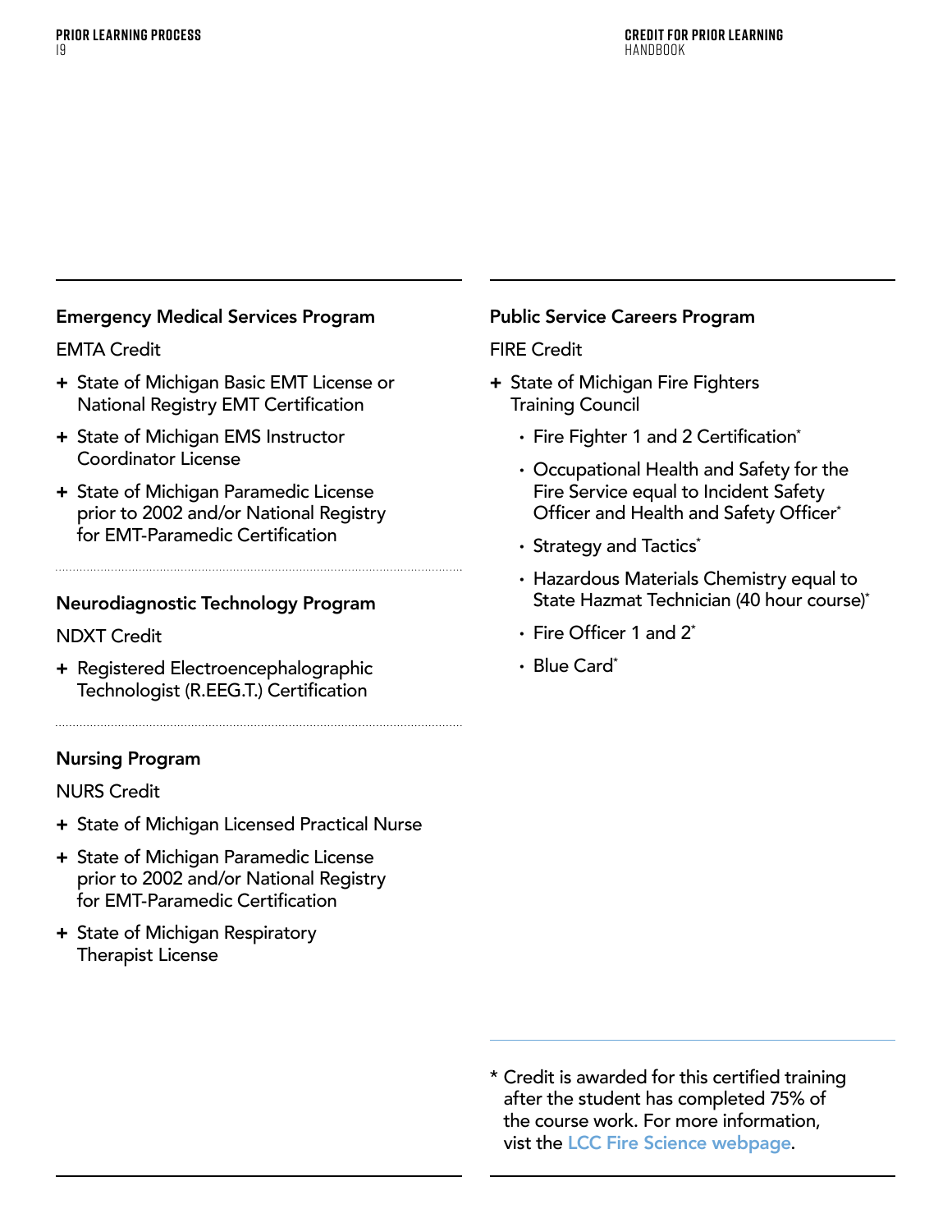### Emergency Medical Services Program

EMTA Credit

- State of Michigan Basic EMT License or National Registry EMT Certification
- State of Michigan EMS Instructor Coordinator License
- State of Michigan Paramedic License prior to 2002 and/or National Registry for EMT-Paramedic Certification

### Neurodiagnostic Technology Program

NDXT Credit

- Registered Electroencephalographic Technologist (R.EEG.T.) Certification

### Nursing Program

NURS Credit

- State of Michigan Licensed Practical Nurse
- State of Michigan Paramedic License prior to 2002 and/or National Registry for EMT-Paramedic Certification
- State of Michigan Respiratory Therapist License

### Public Service Careers Program

FIRE Credit

- State of Michigan Fire Fighters Training Council
  - Fire Fighter 1 and 2 Certification*
  - Occupational Health and Safety for the Fire Service equal to Incident Safety Officer and Health and Safety Officer*
  - Strategy and Tactics*
  - Hazardous Materials Chemistry equal to State Hazmat Technician (40 hour course)*
  - Fire Officer 1 and 2*
  - Blue Card*

\* Credit is awarded for this certified training after the student has completed 75% of the course work. For more information, vist the LCC Fire Science webpage.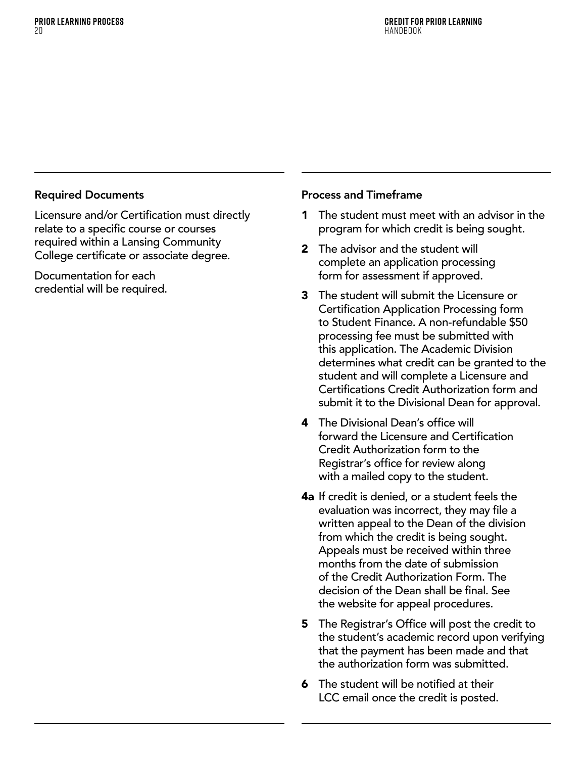## Required Documents

Licensure and/or Certification must directly relate to a specific course or courses required within a Lansing Community College certificate or associate degree.

Documentation for each credential will be required.

## Process and Timeframe

**1** The student must meet with an advisor in the program for which credit is being sought.

**2** The advisor and the student will complete an application processing form for assessment if approved.

**3** The student will submit the Licensure or Certification Application Processing form to Student Finance. A non-refundable $50 processing fee must be submitted with this application. The Academic Division determines what credit can be granted to the student and will complete a Licensure and Certifications Credit Authorization form and submit it to the Divisional Dean for approval.

**4** The Divisional Dean's office will forward the Licensure and Certification Credit Authorization form to the Registrar's office for review along with a mailed copy to the student.

**4a** If credit is denied, or a student feels the evaluation was incorrect, they may file a written appeal to the Dean of the division from which the credit is being sought. Appeals must be received within three months from the date of submission of the Credit Authorization Form. The decision of the Dean shall be final. See the website for appeal procedures.

**5** The Registrar's Office will post the credit to the student's academic record upon verifying that the payment has been made and that the authorization form was submitted.

**6** The student will be notified at their LCC email once the credit is posted.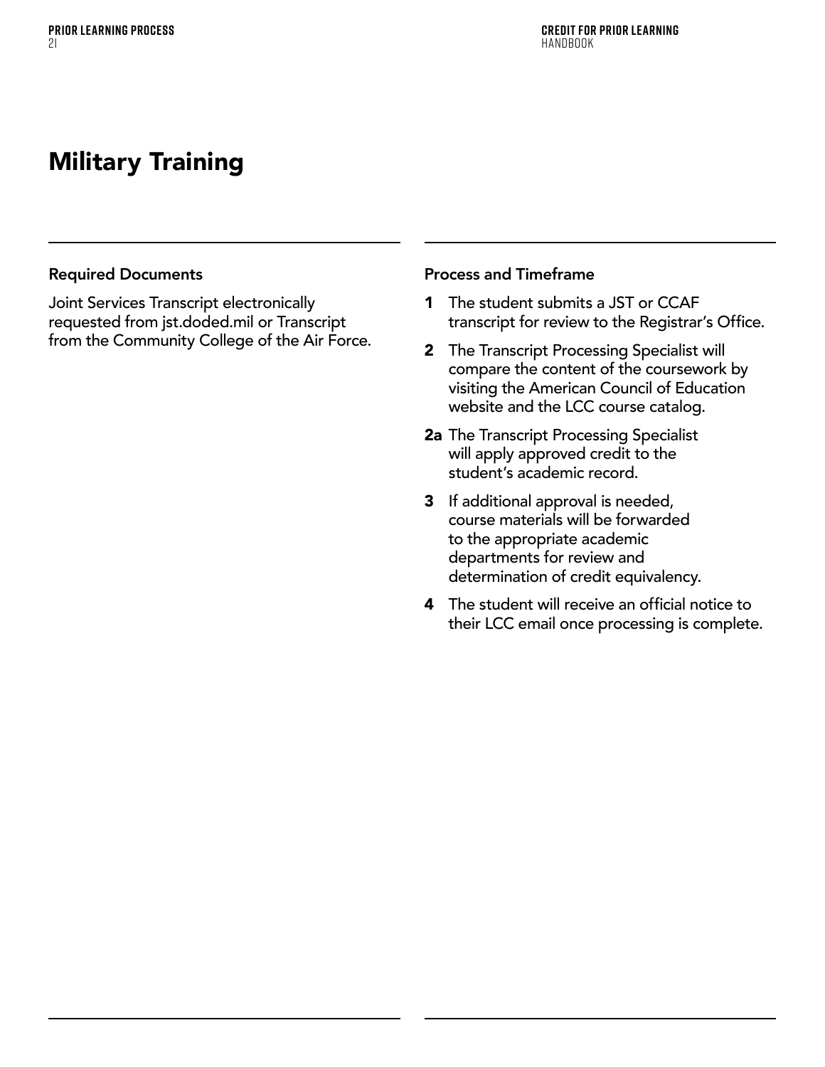# Military Training

### Required Documents

Joint Services Transcript electronically requested from jst.doded.mil or Transcript from the Community College of the Air Force.

### Process and Timeframe

**1** The student submits a JST or CCAF transcript for review to the Registrar's Office.

**2** The Transcript Processing Specialist will compare the content of the coursework by visiting the American Council of Education website and the LCC course catalog.

**2a** The Transcript Processing Specialist will apply approved credit to the student's academic record.

**3** If additional approval is needed, course materials will be forwarded to the appropriate academic departments for review and determination of credit equivalency.

**4** The student will receive an official notice to their LCC email once processing is complete.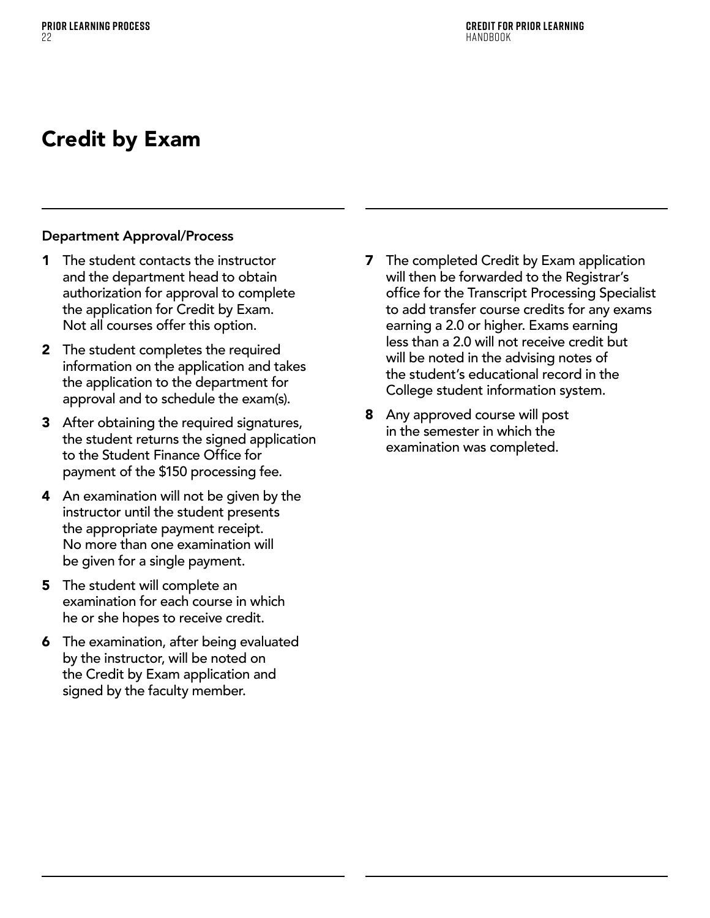# Credit by Exam

### Department Approval/Process

1. The student contacts the instructor and the department head to obtain authorization for approval to complete the application for Credit by Exam. Not all courses offer this option.
2. The student completes the required information on the application and takes the application to the department for approval and to schedule the exam(s).
3. After obtaining the required signatures, the student returns the signed application to the Student Finance Office for payment of the $150 processing fee.
4. An examination will not be given by the instructor until the student presents the appropriate payment receipt. No more than one examination will be given for a single payment.
5. The student will complete an examination for each course in which he or she hopes to receive credit.
6. The examination, after being evaluated by the instructor, will be noted on the Credit by Exam application and signed by the faculty member.
7. The completed Credit by Exam application will then be forwarded to the Registrar's office for the Transcript Processing Specialist to add transfer course credits for any exams earning a 2.0 or higher. Exams earning less than a 2.0 will not receive credit but will be noted in the advising notes of the student's educational record in the College student information system.
8. Any approved course will post in the semester in which the examination was completed.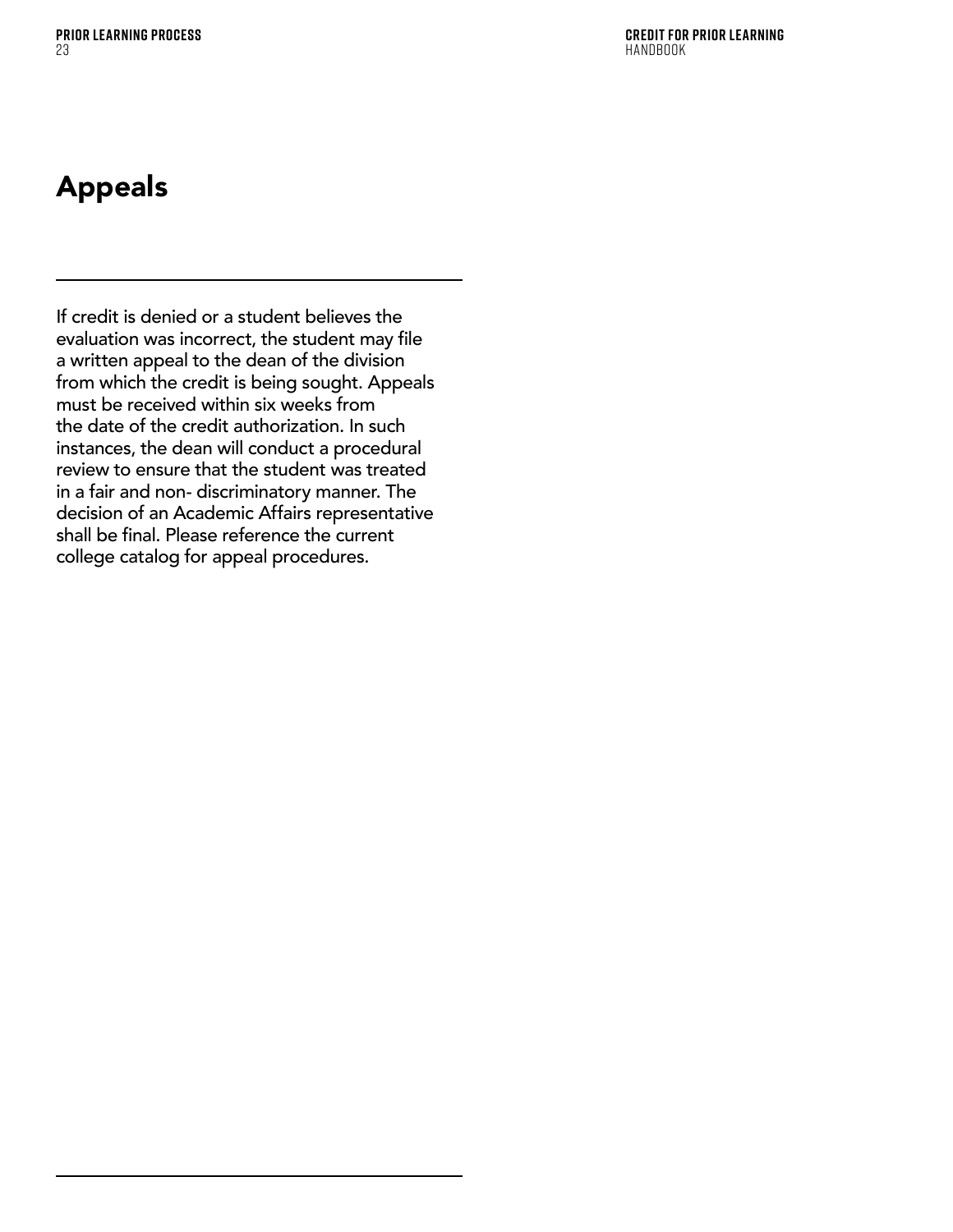# Appeals

If credit is denied or a student believes the evaluation was incorrect, the student may file a written appeal to the dean of the division from which the credit is being sought. Appeals must be received within six weeks from the date of the credit authorization. In such instances, the dean will conduct a procedural review to ensure that the student was treated in a fair and non- discriminatory manner. The decision of an Academic Affairs representative shall be final. Please reference the current college catalog for appeal procedures.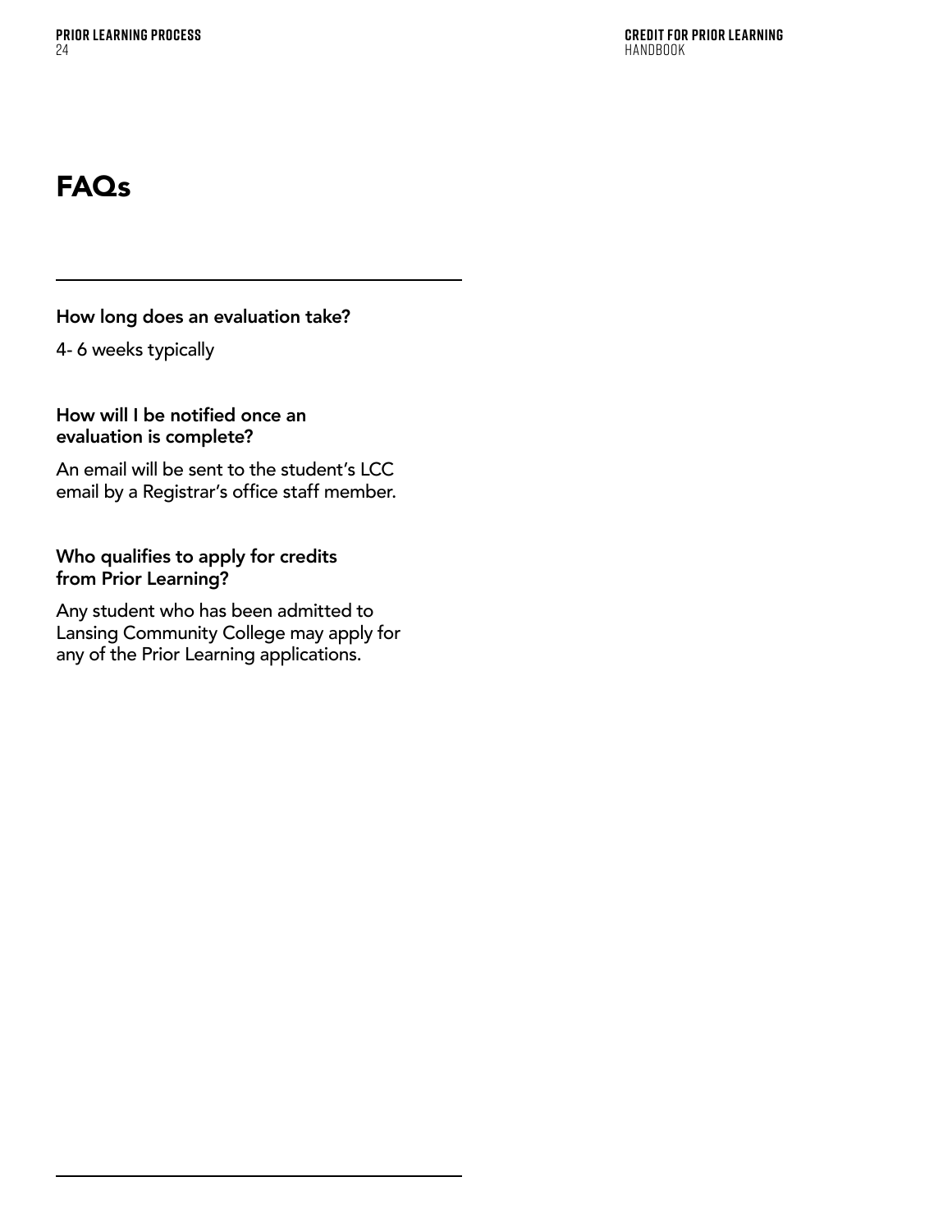# FAQs

---

**How long does an evaluation take?**

4- 6 weeks typically

**How will I be notified once an evaluation is complete?**

An email will be sent to the student's LCC email by a Registrar's office staff member.

**Who qualifies to apply for credits from Prior Learning?**

Any student who has been admitted to Lansing Community College may apply for any of the Prior Learning applications.

---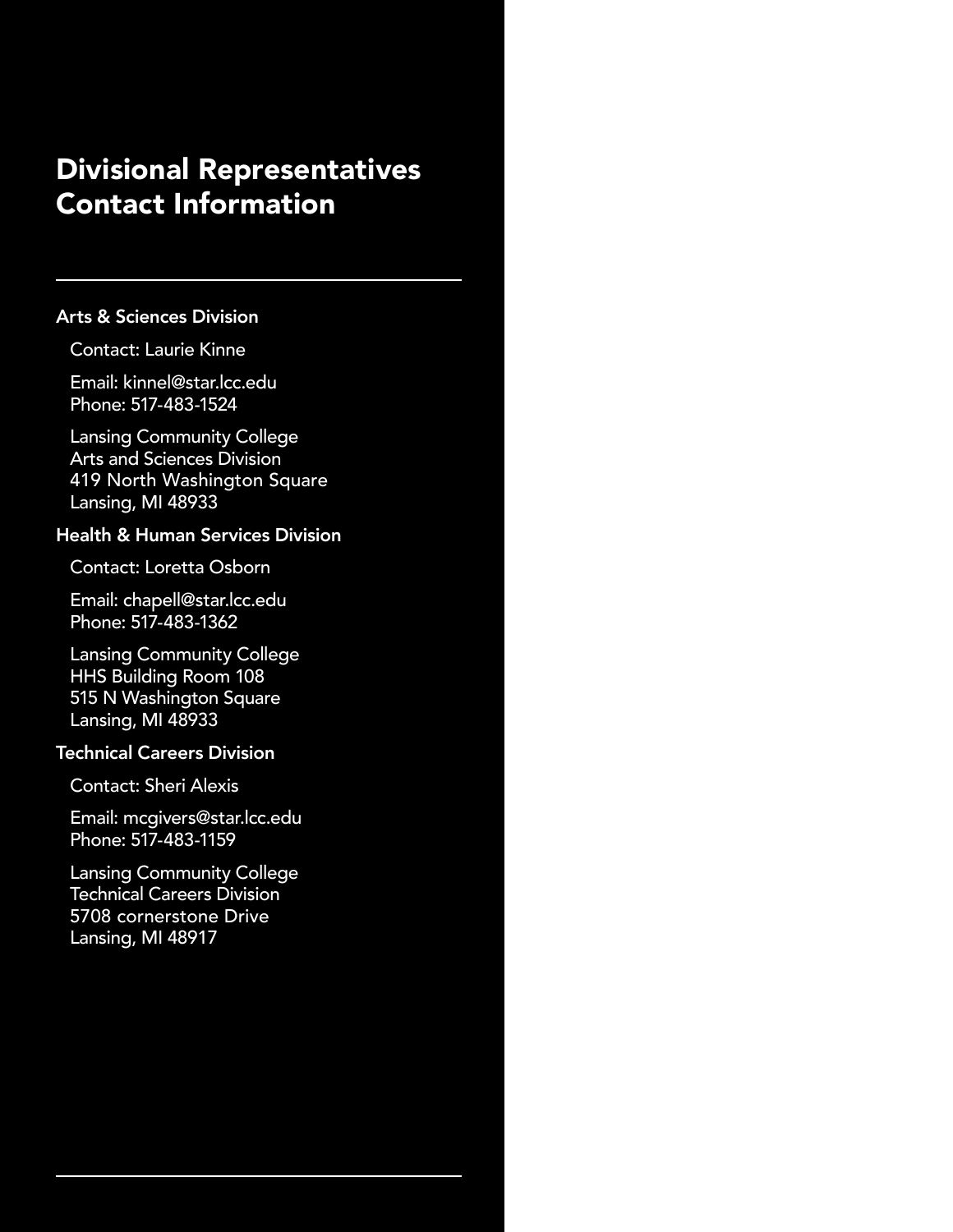# Divisional Representatives Contact Information

---

### Arts & Sciences Division

Contact: Laurie Kinne

Email: kinnel@star.lcc.edu
Phone: 517-483-1524

Lansing Community College
Arts and Sciences Division
419 North Washington Square
Lansing, MI 48933

### Health & Human Services Division

Contact: Loretta Osborn

Email: chapell@star.lcc.edu
Phone: 517-483-1362

Lansing Community College
HHS Building Room 108
515 N Washington Square
Lansing, MI 48933

### Technical Careers Division

Contact: Sheri Alexis

Email: mcgivers@star.lcc.edu
Phone: 517-483-1159

Lansing Community College
Technical Careers Division
5708 cornerstone Drive
Lansing, MI 48917

---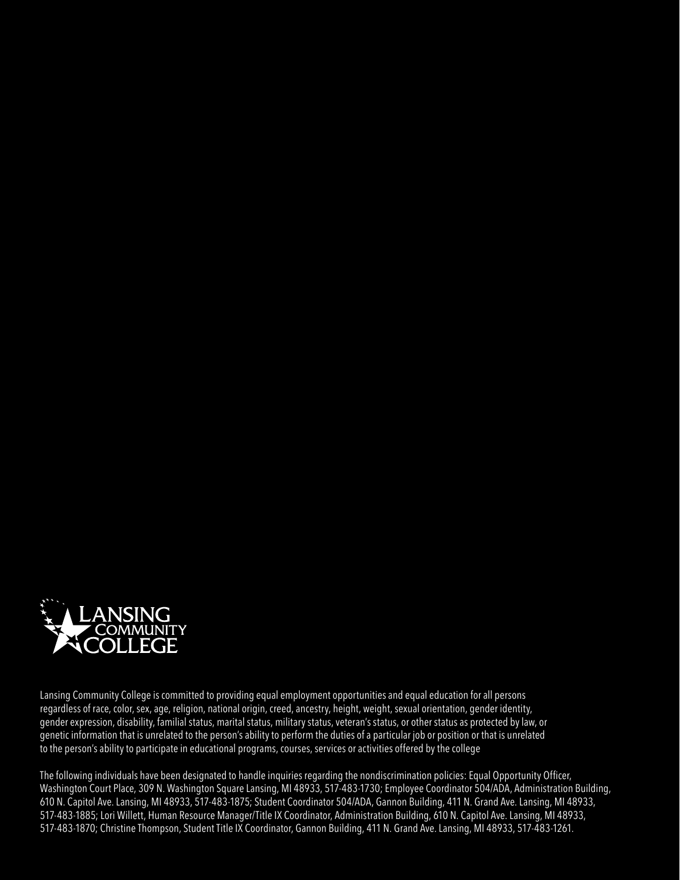LANSING COMMUNITY COLLEGE

Lansing Community College is committed to providing equal employment opportunities and equal education for all persons regardless of race, color, sex, age, religion, national origin, creed, ancestry, height, weight, sexual orientation, gender identity, gender expression, disability, familial status, marital status, military status, veteran's status, or other status as protected by law, or genetic information that is unrelated to the person's ability to perform the duties of a particular job or position or that is unrelated to the person's ability to participate in educational programs, courses, services or activities offered by the college

The following individuals have been designated to handle inquiries regarding the nondiscrimination policies: Equal Opportunity Officer, Washington Court Place, 309 N. Washington Square Lansing, MI 48933, 517-483-1730; Employee Coordinator 504/ADA, Administration Building, 610 N. Capitol Ave. Lansing, MI 48933, 517-483-1875; Student Coordinator 504/ADA, Gannon Building, 411 N. Grand Ave. Lansing, MI 48933, 517-483-1885; Lori Willett, Human Resource Manager/Title IX Coordinator, Administration Building, 610 N. Capitol Ave. Lansing, MI 48933, 517-483-1870; Christine Thompson, Student Title IX Coordinator, Gannon Building, 411 N. Grand Ave. Lansing, MI 48933, 517-483-1261.